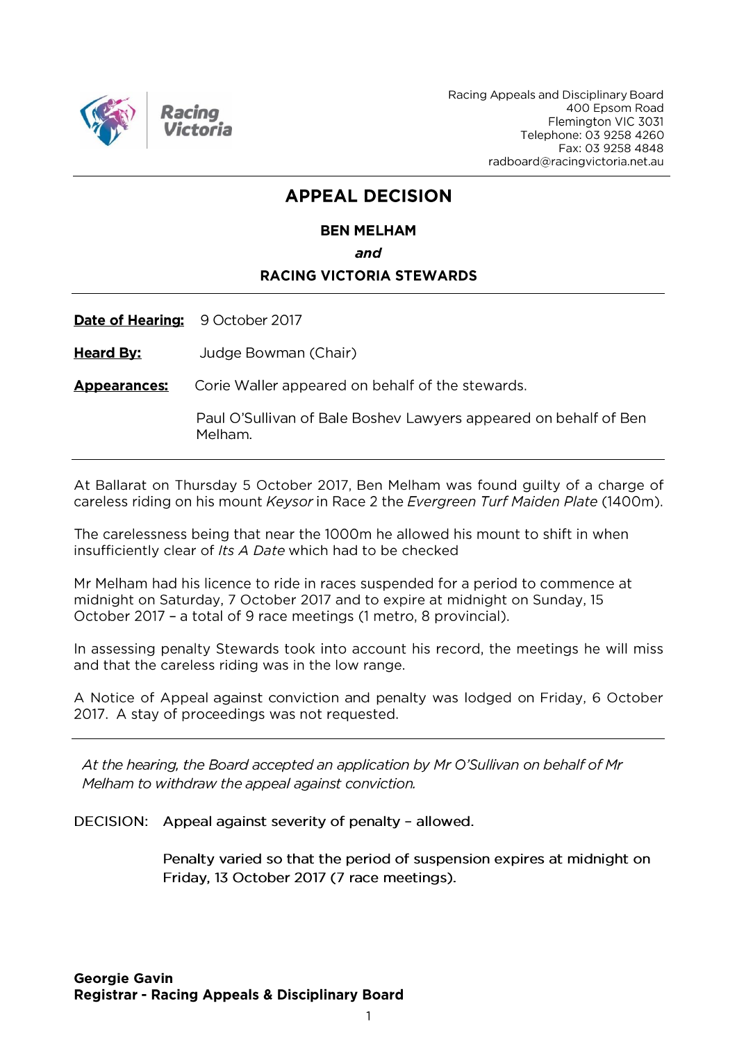Racing Victoria

Racing Appeals and Disciplinary Board
400 Epsom Road
Flemington VIC 3031
Telephone: 03 9258 4260
Fax: 03 9258 4848
radboard@racingvictoria.net.au

# APPEAL DECISION

**BEN MELHAM**

***and***

**RACING VICTORIA STEWARDS**

**Date of Hearing:** 9 October 2017

**Heard By:** Judge Bowman (Chair)

**Appearances:** Corie Waller appeared on behalf of the stewards.

Paul O'Sullivan of Bale Boshev Lawyers appeared on behalf of Ben Melham.

At Ballarat on Thursday 5 October 2017, Ben Melham was found guilty of a charge of careless riding on his mount *Keysor* in Race 2 the *Evergreen Turf Maiden Plate* (1400m).

The carelessness being that near the 1000m he allowed his mount to shift in when insufficiently clear of *Its A Date* which had to be checked

Mr Melham had his licence to ride in races suspended for a period to commence at midnight on Saturday, 7 October 2017 and to expire at midnight on Sunday, 15 October 2017 – a total of 9 race meetings (1 metro, 8 provincial).

In assessing penalty Stewards took into account his record, the meetings he will miss and that the careless riding was in the low range.

A Notice of Appeal against conviction and penalty was lodged on Friday, 6 October 2017. A stay of proceedings was not requested.

*At the hearing, the Board accepted an application by Mr O'Sullivan on behalf of Mr Melham to withdraw the appeal against conviction.*

DECISION: Appeal against severity of penalty – allowed.

Penalty varied so that the period of suspension expires at midnight on Friday, 13 October 2017 (7 race meetings).

**Georgie Gavin**
**Registrar - Racing Appeals & Disciplinary Board**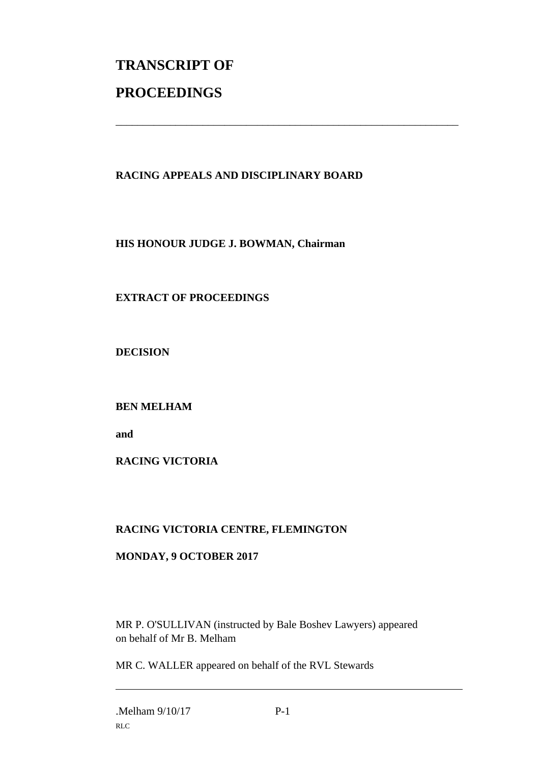# TRANSCRIPT OF

# PROCEEDINGS

---

**RACING APPEALS AND DISCIPLINARY BOARD**

**HIS HONOUR JUDGE J. BOWMAN, Chairman**

**EXTRACT OF PROCEEDINGS**

**DECISION**

**BEN MELHAM**

**and**

**RACING VICTORIA**

**RACING VICTORIA CENTRE, FLEMINGTON**

**MONDAY, 9 OCTOBER 2017**

MR P. O'SULLIVAN (instructed by Bale Boshev Lawyers) appeared on behalf of Mr B. Melham

MR C. WALLER appeared on behalf of the RVL Stewards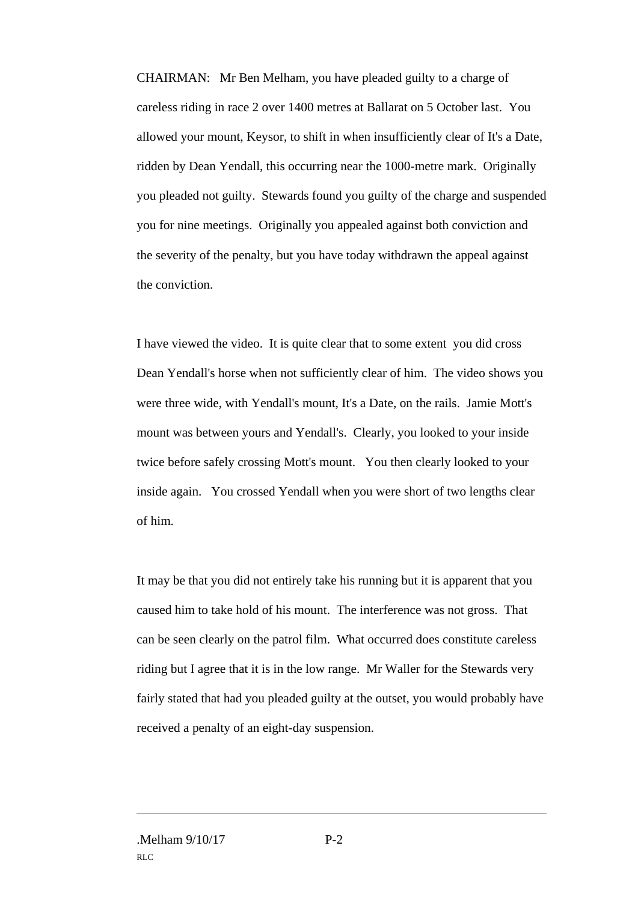CHAIRMAN: Mr Ben Melham, you have pleaded guilty to a charge of careless riding in race 2 over 1400 metres at Ballarat on 5 October last. You allowed your mount, Keysor, to shift in when insufficiently clear of It's a Date, ridden by Dean Yendall, this occurring near the 1000-metre mark. Originally you pleaded not guilty. Stewards found you guilty of the charge and suspended you for nine meetings. Originally you appealed against both conviction and the severity of the penalty, but you have today withdrawn the appeal against the conviction.

I have viewed the video. It is quite clear that to some extent you did cross Dean Yendall's horse when not sufficiently clear of him. The video shows you were three wide, with Yendall's mount, It's a Date, on the rails. Jamie Mott's mount was between yours and Yendall's. Clearly, you looked to your inside twice before safely crossing Mott's mount. You then clearly looked to your inside again. You crossed Yendall when you were short of two lengths clear of him.

It may be that you did not entirely take his running but it is apparent that you caused him to take hold of his mount. The interference was not gross. That can be seen clearly on the patrol film. What occurred does constitute careless riding but I agree that it is in the low range. Mr Waller for the Stewards very fairly stated that had you pleaded guilty at the outset, you would probably have received a penalty of an eight-day suspension.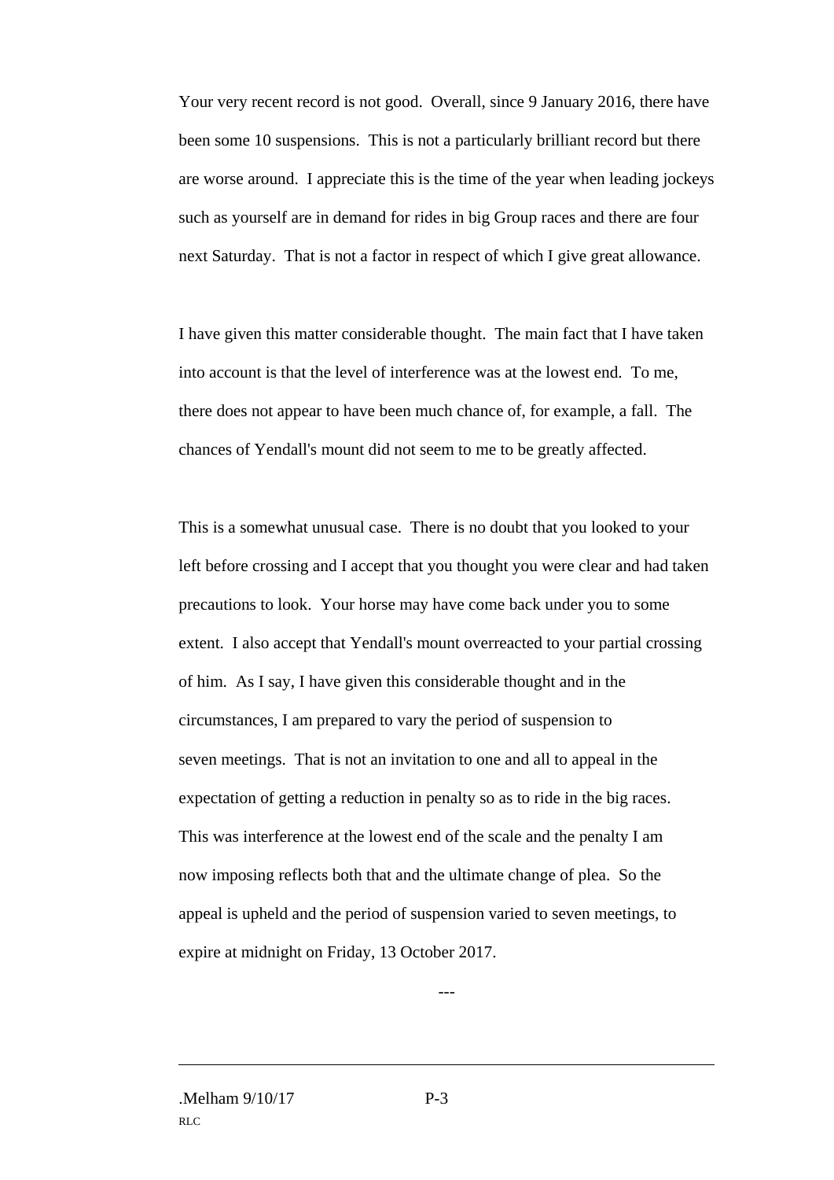Your very recent record is not good. Overall, since 9 January 2016, there have been some 10 suspensions. This is not a particularly brilliant record but there are worse around. I appreciate this is the time of the year when leading jockeys such as yourself are in demand for rides in big Group races and there are four next Saturday. That is not a factor in respect of which I give great allowance.

I have given this matter considerable thought. The main fact that I have taken into account is that the level of interference was at the lowest end. To me, there does not appear to have been much chance of, for example, a fall. The chances of Yendall's mount did not seem to me to be greatly affected.

This is a somewhat unusual case. There is no doubt that you looked to your left before crossing and I accept that you thought you were clear and had taken precautions to look. Your horse may have come back under you to some extent. I also accept that Yendall's mount overreacted to your partial crossing of him. As I say, I have given this considerable thought and in the circumstances, I am prepared to vary the period of suspension to seven meetings. That is not an invitation to one and all to appeal in the expectation of getting a reduction in penalty so as to ride in the big races. This was interference at the lowest end of the scale and the penalty I am now imposing reflects both that and the ultimate change of plea. So the appeal is upheld and the period of suspension varied to seven meetings, to expire at midnight on Friday, 13 October 2017.

---